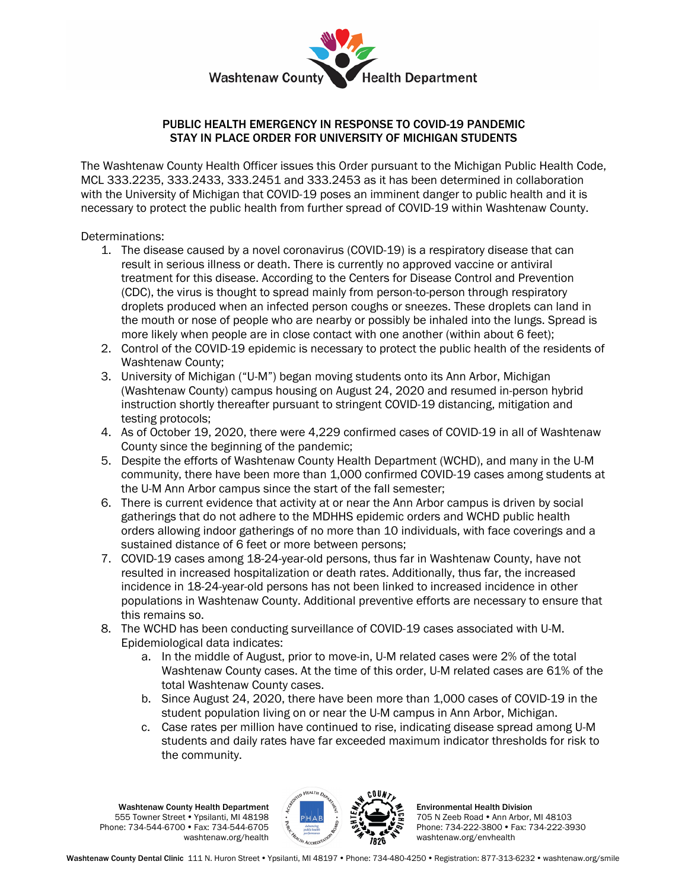Washtenaw County Health Department

**PUBLIC HEALTH EMERGENCY IN RESPONSE TO COVID-19 PANDEMIC**
**STAY IN PLACE ORDER FOR UNIVERSITY OF MICHIGAN STUDENTS**

The Washtenaw County Health Officer issues this Order pursuant to the Michigan Public Health Code, MCL 333.2235, 333.2433, 333.2451 and 333.2453 as it has been determined in collaboration with the University of Michigan that COVID-19 poses an imminent danger to public health and it is necessary to protect the public health from further spread of COVID-19 within Washtenaw County.

Determinations:

1. The disease caused by a novel coronavirus (COVID-19) is a respiratory disease that can result in serious illness or death. There is currently no approved vaccine or antiviral treatment for this disease. According to the Centers for Disease Control and Prevention (CDC), the virus is thought to spread mainly from person-to-person through respiratory droplets produced when an infected person coughs or sneezes. These droplets can land in the mouth or nose of people who are nearby or possibly be inhaled into the lungs. Spread is more likely when people are in close contact with one another (within about 6 feet);
2. Control of the COVID-19 epidemic is necessary to protect the public health of the residents of Washtenaw County;
3. University of Michigan ("U-M") began moving students onto its Ann Arbor, Michigan (Washtenaw County) campus housing on August 24, 2020 and resumed in-person hybrid instruction shortly thereafter pursuant to stringent COVID-19 distancing, mitigation and testing protocols;
4. As of October 19, 2020, there were 4,229 confirmed cases of COVID-19 in all of Washtenaw County since the beginning of the pandemic;
5. Despite the efforts of Washtenaw County Health Department (WCHD), and many in the U-M community, there have been more than 1,000 confirmed COVID-19 cases among students at the U-M Ann Arbor campus since the start of the fall semester;
6. There is current evidence that activity at or near the Ann Arbor campus is driven by social gatherings that do not adhere to the MDHHS epidemic orders and WCHD public health orders allowing indoor gatherings of no more than 10 individuals, with face coverings and a sustained distance of 6 feet or more between persons;
7. COVID-19 cases among 18-24-year-old persons, thus far in Washtenaw County, have not resulted in increased hospitalization or death rates. Additionally, thus far, the increased incidence in 18-24-year-old persons has not been linked to increased incidence in other populations in Washtenaw County. Additional preventive efforts are necessary to ensure that this remains so.
8. The WCHD has been conducting surveillance of COVID-19 cases associated with U-M. Epidemiological data indicates:
   a. In the middle of August, prior to move-in, U-M related cases were 2% of the total Washtenaw County cases. At the time of this order, U-M related cases are 61% of the total Washtenaw County cases.
   b. Since August 24, 2020, there have been more than 1,000 cases of COVID-19 in the student population living on or near the U-M campus in Ann Arbor, Michigan.
   c. Case rates per million have continued to rise, indicating disease spread among U-M students and daily rates have far exceeded maximum indicator thresholds for risk to the community.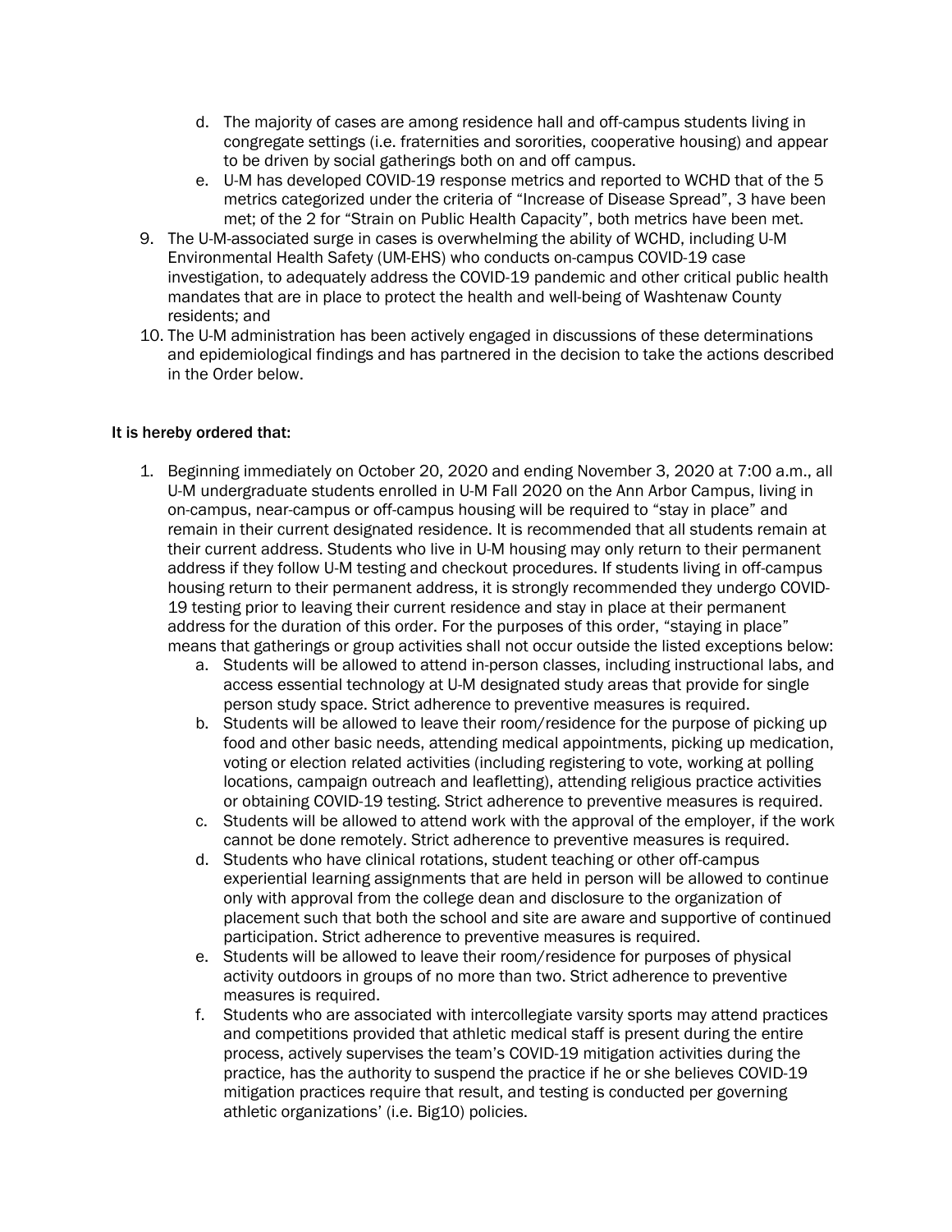d. The majority of cases are among residence hall and off-campus students living in congregate settings (i.e. fraternities and sororities, cooperative housing) and appear to be driven by social gatherings both on and off campus.
   e. U-M has developed COVID-19 response metrics and reported to WCHD that of the 5 metrics categorized under the criteria of "Increase of Disease Spread", 3 have been met; of the 2 for "Strain on Public Health Capacity", both metrics have been met.

9. The U-M-associated surge in cases is overwhelming the ability of WCHD, including U-M Environmental Health Safety (UM-EHS) who conducts on-campus COVID-19 case investigation, to adequately address the COVID-19 pandemic and other critical public health mandates that are in place to protect the health and well-being of Washtenaw County residents; and
10. The U-M administration has been actively engaged in discussions of these determinations and epidemiological findings and has partnered in the decision to take the actions described in the Order below.

**It is hereby ordered that:**

1. Beginning immediately on October 20, 2020 and ending November 3, 2020 at 7:00 a.m., all U-M undergraduate students enrolled in U-M Fall 2020 on the Ann Arbor Campus, living in on-campus, near-campus or off-campus housing will be required to "stay in place" and remain in their current designated residence. It is recommended that all students remain at their current address. Students who live in U-M housing may only return to their permanent address if they follow U-M testing and checkout procedures. If students living in off-campus housing return to their permanent address, it is strongly recommended they undergo COVID-19 testing prior to leaving their current residence and stay in place at their permanent address for the duration of this order. For the purposes of this order, "staying in place" means that gatherings or group activities shall not occur outside the listed exceptions below:
   a. Students will be allowed to attend in-person classes, including instructional labs, and access essential technology at U-M designated study areas that provide for single person study space. Strict adherence to preventive measures is required.
   b. Students will be allowed to leave their room/residence for the purpose of picking up food and other basic needs, attending medical appointments, picking up medication, voting or election related activities (including registering to vote, working at polling locations, campaign outreach and leafletting), attending religious practice activities or obtaining COVID-19 testing. Strict adherence to preventive measures is required.
   c. Students will be allowed to attend work with the approval of the employer, if the work cannot be done remotely. Strict adherence to preventive measures is required.
   d. Students who have clinical rotations, student teaching or other off-campus experiential learning assignments that are held in person will be allowed to continue only with approval from the college dean and disclosure to the organization of placement such that both the school and site are aware and supportive of continued participation. Strict adherence to preventive measures is required.
   e. Students will be allowed to leave their room/residence for purposes of physical activity outdoors in groups of no more than two. Strict adherence to preventive measures is required.
   f. Students who are associated with intercollegiate varsity sports may attend practices and competitions provided that athletic medical staff is present during the entire process, actively supervises the team's COVID-19 mitigation activities during the practice, has the authority to suspend the practice if he or she believes COVID-19 mitigation practices require that result, and testing is conducted per governing athletic organizations' (i.e. Big10) policies.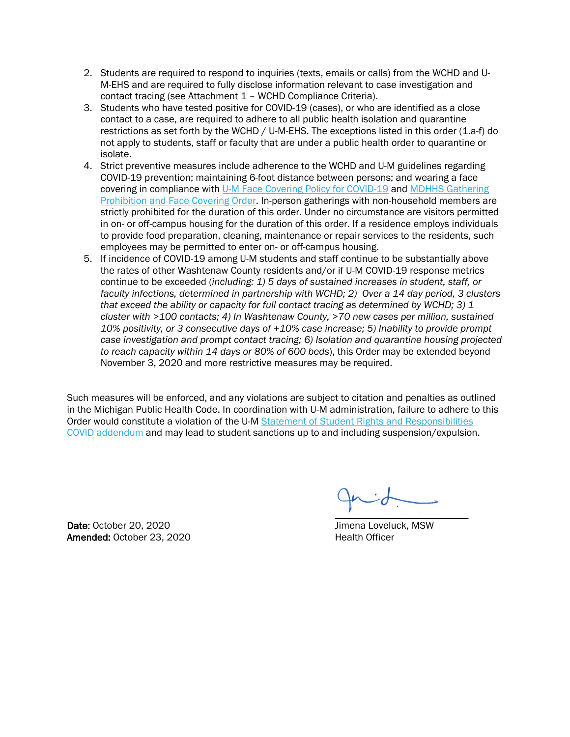2. Students are required to respond to inquiries (texts, emails or calls) from the WCHD and U-M-EHS and are required to fully disclose information relevant to case investigation and contact tracing (see Attachment 1 – WCHD Compliance Criteria).
3. Students who have tested positive for COVID-19 (cases), or who are identified as a close contact to a case, are required to adhere to all public health isolation and quarantine restrictions as set forth by the WCHD / U-M-EHS. The exceptions listed in this order (1.a-f) do not apply to students, staff or faculty that are under a public health order to quarantine or isolate.
4. Strict preventive measures include adherence to the WCHD and U-M guidelines regarding COVID-19 prevention; maintaining 6-foot distance between persons; and wearing a face covering in compliance with U-M Face Covering Policy for COVID-19 and MDHHS Gathering Prohibition and Face Covering Order. In-person gatherings with non-household members are strictly prohibited for the duration of this order. Under no circumstance are visitors permitted in on- or off-campus housing for the duration of this order. If a residence employs individuals to provide food preparation, cleaning, maintenance or repair services to the residents, such employees may be permitted to enter on- or off-campus housing.
5. If incidence of COVID-19 among U-M students and staff continue to be substantially above the rates of other Washtenaw County residents and/or if U-M COVID-19 response metrics continue to be exceeded (*including: 1) 5 days of sustained increases in student, staff, or faculty infections, determined in partnership with WCHD; 2) Over a 14 day period, 3 clusters that exceed the ability or capacity for full contact tracing as determined by WCHD; 3) 1 cluster with >100 contacts; 4) In Washtenaw County, >70 new cases per million, sustained 10% positivity, or 3 consecutive days of +10% case increase; 5) Inability to provide prompt case investigation and prompt contact tracing; 6) Isolation and quarantine housing projected to reach capacity within 14 days or 80% of 600 beds*), this Order may be extended beyond November 3, 2020 and more restrictive measures may be required.

Such measures will be enforced, and any violations are subject to citation and penalties as outlined in the Michigan Public Health Code. In coordination with U-M administration, failure to adhere to this Order would constitute a violation of the U-M Statement of Student Rights and Responsibilities COVID addendum and may lead to student sanctions up to and including suspension/expulsion.

**Date:** October 20, 2020
**Amended:** October 23, 2020

Jimena Loveluck, MSW
Health Officer